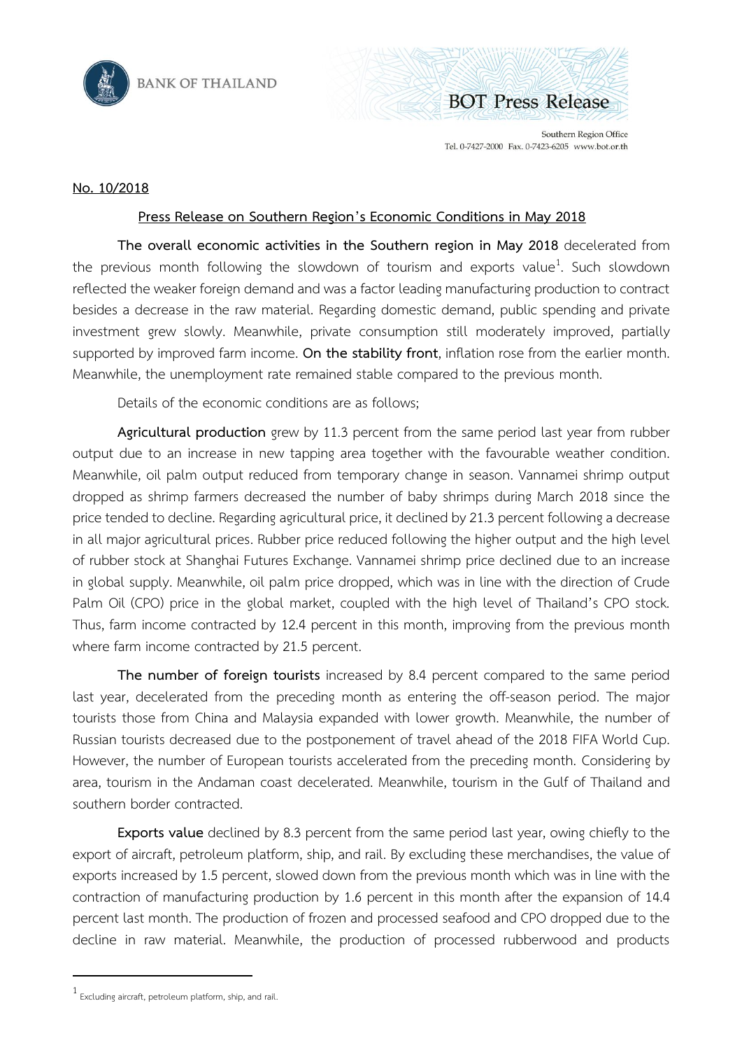**No. 10/2018**

**Press Release on Southern Region's Economic Conditions in May 2018**

**The overall economic activities in the Southern region in May 2018** decelerated from the previous month following the slowdown of tourism and exports value[1]. Such slowdown reflected the weaker foreign demand and was a factor leading manufacturing production to contract besides a decrease in the raw material. Regarding domestic demand, public spending and private investment grew slowly. Meanwhile, private consumption still moderately improved, partially supported by improved farm income. **On the stability front**, inflation rose from the earlier month. Meanwhile, the unemployment rate remained stable compared to the previous month.

Details of the economic conditions are as follows;

**Agricultural production** grew by 11.3 percent from the same period last year from rubber output due to an increase in new tapping area together with the favourable weather condition. Meanwhile, oil palm output reduced from temporary change in season. Vannamei shrimp output dropped as shrimp farmers decreased the number of baby shrimps during March 2018 since the price tended to decline. Regarding agricultural price, it declined by 21.3 percent following a decrease in all major agricultural prices. Rubber price reduced following the higher output and the high level of rubber stock at Shanghai Futures Exchange. Vannamei shrimp price declined due to an increase in global supply. Meanwhile, oil palm price dropped, which was in line with the direction of Crude Palm Oil (CPO) price in the global market, coupled with the high level of Thailand's CPO stock. Thus, farm income contracted by 12.4 percent in this month, improving from the previous month where farm income contracted by 21.5 percent.

**The number of foreign tourists** increased by 8.4 percent compared to the same period last year, decelerated from the preceding month as entering the off-season period. The major tourists those from China and Malaysia expanded with lower growth. Meanwhile, the number of Russian tourists decreased due to the postponement of travel ahead of the 2018 FIFA World Cup. However, the number of European tourists accelerated from the preceding month. Considering by area, tourism in the Andaman coast decelerated. Meanwhile, tourism in the Gulf of Thailand and southern border contracted.

**Exports value** declined by 8.3 percent from the same period last year, owing chiefly to the export of aircraft, petroleum platform, ship, and rail. By excluding these merchandises, the value of exports increased by 1.5 percent, slowed down from the previous month which was in line with the contraction of manufacturing production by 1.6 percent in this month after the expansion of 14.4 percent last month. The production of frozen and processed seafood and CPO dropped due to the decline in raw material. Meanwhile, the production of processed rubberwood and products

---

[1] Excluding aircraft, petroleum platform, ship, and rail.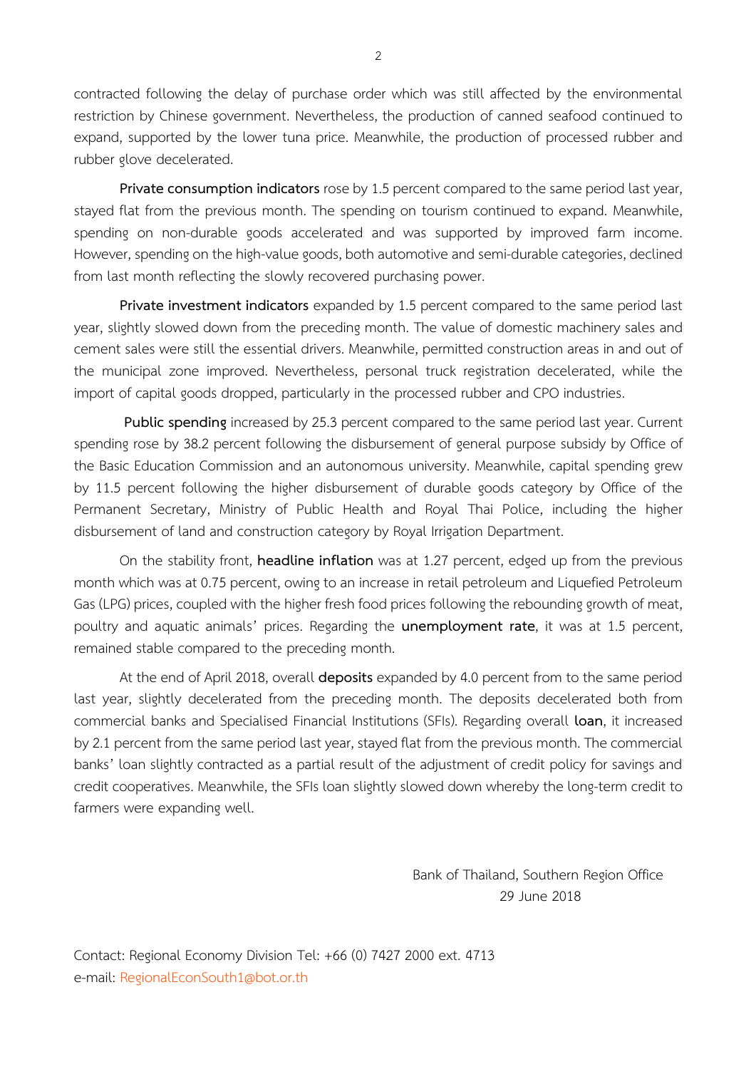contracted following the delay of purchase order which was still affected by the environmental restriction by Chinese government. Nevertheless, the production of canned seafood continued to expand, supported by the lower tuna price. Meanwhile, the production of processed rubber and rubber glove decelerated.

**Private consumption indicators** rose by 1.5 percent compared to the same period last year, stayed flat from the previous month. The spending on tourism continued to expand. Meanwhile, spending on non-durable goods accelerated and was supported by improved farm income. However, spending on the high-value goods, both automotive and semi-durable categories, declined from last month reflecting the slowly recovered purchasing power.

**Private investment indicators** expanded by 1.5 percent compared to the same period last year, slightly slowed down from the preceding month. The value of domestic machinery sales and cement sales were still the essential drivers. Meanwhile, permitted construction areas in and out of the municipal zone improved. Nevertheless, personal truck registration decelerated, while the import of capital goods dropped, particularly in the processed rubber and CPO industries.

**Public spending** increased by 25.3 percent compared to the same period last year. Current spending rose by 38.2 percent following the disbursement of general purpose subsidy by Office of the Basic Education Commission and an autonomous university. Meanwhile, capital spending grew by 11.5 percent following the higher disbursement of durable goods category by Office of the Permanent Secretary, Ministry of Public Health and Royal Thai Police, including the higher disbursement of land and construction category by Royal Irrigation Department.

On the stability front, **headline inflation** was at 1.27 percent, edged up from the previous month which was at 0.75 percent, owing to an increase in retail petroleum and Liquefied Petroleum Gas (LPG) prices, coupled with the higher fresh food prices following the rebounding growth of meat, poultry and aquatic animals' prices. Regarding the **unemployment rate**, it was at 1.5 percent, remained stable compared to the preceding month.

At the end of April 2018, overall **deposits** expanded by 4.0 percent from to the same period last year, slightly decelerated from the preceding month. The deposits decelerated both from commercial banks and Specialised Financial Institutions (SFIs). Regarding overall **loan**, it increased by 2.1 percent from the same period last year, stayed flat from the previous month. The commercial banks' loan slightly contracted as a partial result of the adjustment of credit policy for savings and credit cooperatives. Meanwhile, the SFIs loan slightly slowed down whereby the long-term credit to farmers were expanding well.

Bank of Thailand, Southern Region Office
29 June 2018

Contact: Regional Economy Division Tel: +66 (0) 7427 2000 ext. 4713
e-mail: RegionalEconSouth1@bot.or.th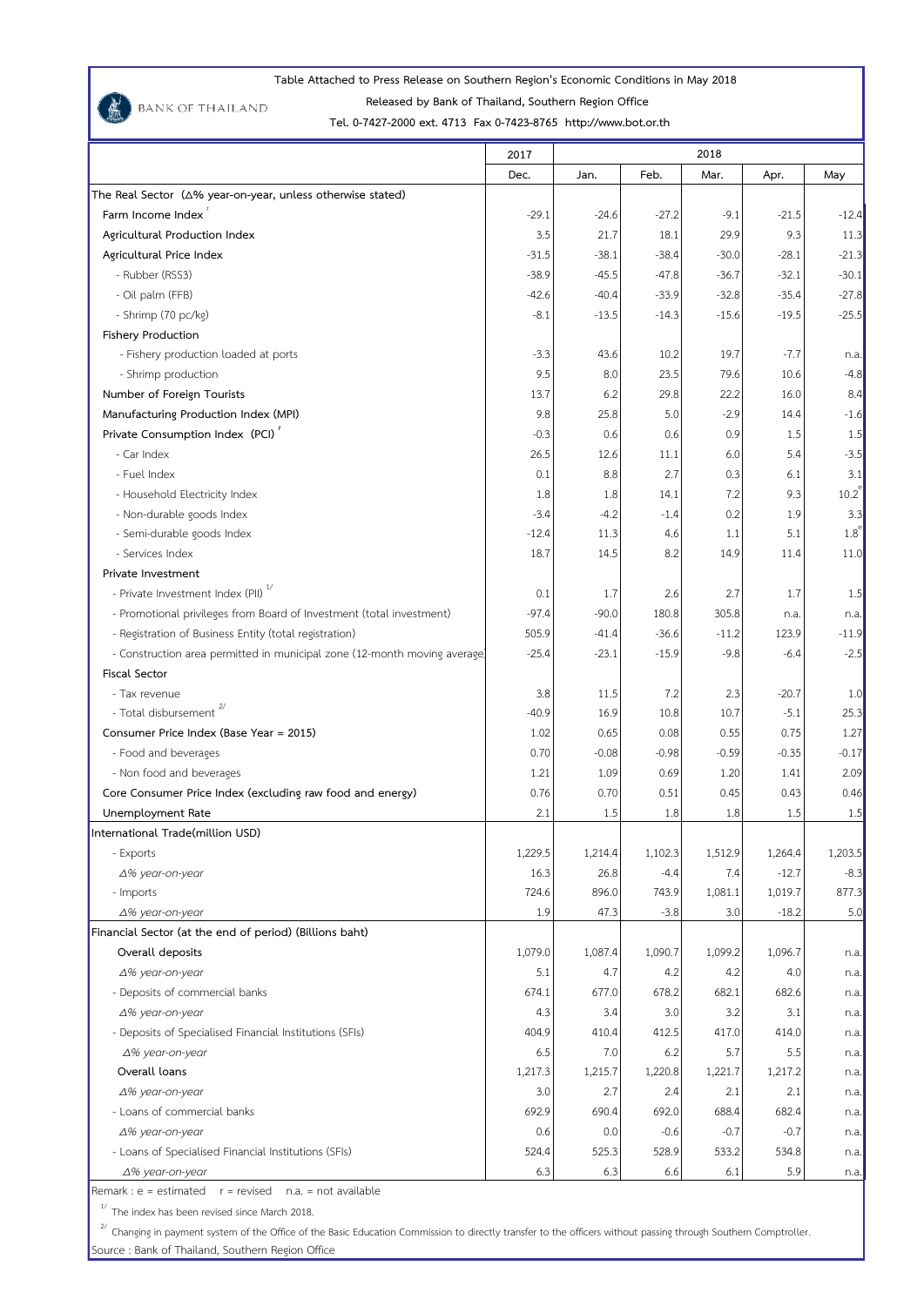**Table Attached to Press Release on Southern Region's Economic Conditions in May 2018**

BANK OF THAILAND

Released by Bank of Thailand, Southern Region Office

Tel. 0-7427-2000 ext. 4713 Fax 0-7423-8765 http://www.bot.or.th

| | 2017 | 2018 | | | | |
|---|---|---|---|---|---|---|
| | Dec. | Jan. | Feb. | Mar. | Apr. | May |
| **The Real Sector (Δ% year-on-year, unless otherwise stated)** | | | | | | |
| Farm Income Index [r] | -29.1 | -24.6 | -27.2 | -9.1 | -21.5 | -12.4 |
| Agricultural Production Index | 3.5 | 21.7 | 18.1 | 29.9 | 9.3 | 11.3 |
| Agricultural Price Index | -31.5 | -38.1 | -38.4 | -30.0 | -28.1 | -21.3 |
| - Rubber (RSS3) | -38.9 | -45.5 | -47.8 | -36.7 | -32.1 | -30.1 |
| - Oil palm (FFB) | -42.6 | -40.4 | -33.9 | -32.8 | -35.4 | -27.8 |
| - Shrimp (70 pc/kg) | -8.1 | -13.5 | -14.3 | -15.6 | -19.5 | -25.5 |
| Fishery Production | | | | | | |
| - Fishery production loaded at ports | -3.3 | 43.6 | 10.2 | 19.7 | -7.7 | n.a. |
| - Shrimp production | 9.5 | 8.0 | 23.5 | 79.6 | 10.6 | -4.8 |
| Number of Foreign Tourists | 13.7 | 6.2 | 29.8 | 22.2 | 16.0 | 8.4 |
| Manufacturing Production Index (MPI) | 9.8 | 25.8 | 5.0 | -2.9 | 14.4 | -1.6 |
| Private Consumption Index (PCI) [r] | -0.3 | 0.6 | 0.6 | 0.9 | 1.5 | 1.5 |
| - Car Index | 26.5 | 12.6 | 11.1 | 6.0 | 5.4 | -3.5 |
| - Fuel Index | 0.1 | 8.8 | 2.7 | 0.3 | 6.1 | 3.1 |
| - Household Electricity Index | 1.8 | 1.8 | 14.1 | 7.2 | 9.3 | 10.2 [e] |
| - Non-durable goods Index | -3.4 | -4.2 | -1.4 | 0.2 | 1.9 | 3.3 |
| - Semi-durable goods Index | -12.4 | 11.3 | 4.6 | 1.1 | 5.1 | 1.8 [e] |
| - Services Index | 18.7 | 14.5 | 8.2 | 14.9 | 11.4 | 11.0 |
| Private Investment | | | | | | |
| - Private Investment Index (PII) [1/] | 0.1 | 1.7 | 2.6 | 2.7 | 1.7 | 1.5 |
| - Promotional privileges from Board of Investment (total investment) | -97.4 | -90.0 | 180.8 | 305.8 | n.a. | n.a. |
| - Registration of Business Entity (total registration) | 505.9 | -41.4 | -36.6 | -11.2 | 123.9 | -11.9 |
| - Construction area permitted in municipal zone (12-month moving average) | -25.4 | -23.1 | -15.9 | -9.8 | -6.4 | -2.5 |
| Fiscal Sector | | | | | | |
| - Tax revenue | 3.8 | 11.5 | 7.2 | 2.3 | -20.7 | 1.0 |
| - Total disbursement [2/] | -40.9 | 16.9 | 10.8 | 10.7 | -5.1 | 25.3 |
| Consumer Price Index (Base Year = 2015) | 1.02 | 0.65 | 0.08 | 0.55 | 0.75 | 1.27 |
| - Food and beverages | 0.70 | -0.08 | -0.98 | -0.59 | -0.35 | -0.17 |
| - Non food and beverages | 1.21 | 1.09 | 0.69 | 1.20 | 1.41 | 2.09 |
| Core Consumer Price Index (excluding raw food and energy) | 0.76 | 0.70 | 0.51 | 0.45 | 0.43 | 0.46 |
| Unemployment Rate | 2.1 | 1.5 | 1.8 | 1.8 | 1.5 | 1.5 |
| **International Trade(million USD)** | | | | | | |
| - Exports | 1,229.5 | 1,214.4 | 1,102.3 | 1,512.9 | 1,264.4 | 1,203.5 |
| *Δ% year-on-year* | 16.3 | 26.8 | -4.4 | 7.4 | -12.7 | -8.3 |
| - Imports | 724.6 | 896.0 | 743.9 | 1,081.1 | 1,019.7 | 877.3 |
| *Δ% year-on-year* | 1.9 | 47.3 | -3.8 | 3.0 | -18.2 | 5.0 |
| **Financial Sector (at the end of period) (Billions baht)** | | | | | | |
| Overall deposits | 1,079.0 | 1,087.4 | 1,090.7 | 1,099.2 | 1,096.7 | n.a. |
| *Δ% year-on-year* | 5.1 | 4.7 | 4.2 | 4.2 | 4.0 | n.a. |
| - Deposits of commercial banks | 674.1 | 677.0 | 678.2 | 682.1 | 682.6 | n.a. |
| *Δ% year-on-year* | 4.3 | 3.4 | 3.0 | 3.2 | 3.1 | n.a. |
| - Deposits of Specialised Financial Institutions (SFIs) | 404.9 | 410.4 | 412.5 | 417.0 | 414.0 | n.a. |
| *Δ% year-on-year* | 6.5 | 7.0 | 6.2 | 5.7 | 5.5 | n.a. |
| Overall loans | 1,217.3 | 1,215.7 | 1,220.8 | 1,221.7 | 1,217.2 | n.a. |
| *Δ% year-on-year* | 3.0 | 2.7 | 2.4 | 2.1 | 2.1 | n.a. |
| - Loans of commercial banks | 692.9 | 690.4 | 692.0 | 688.4 | 682.4 | n.a. |
| *Δ% year-on-year* | 0.6 | 0.0 | -0.6 | -0.7 | -0.7 | n.a. |
| - Loans of Specialised Financial Institutions (SFIs) | 524.4 | 525.3 | 528.9 | 533.2 | 534.8 | n.a. |
| *Δ% year-on-year* | 6.3 | 6.3 | 6.6 | 6.1 | 5.9 | n.a. |

Remark : e = estimated r = revised n.a. = not available

[1/] The index has been revised since March 2018.

[2/] Changing in payment system of the Office of the Basic Education Commission to directly transfer to the officers without passing through Southern Comptroller.

Source : Bank of Thailand, Southern Region Office